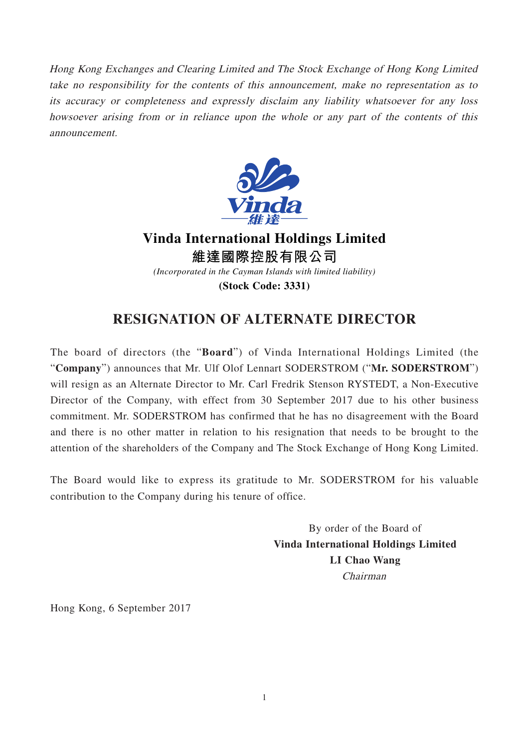*Hong Kong Exchanges and Clearing Limited and The Stock Exchange of Hong Kong Limited take no responsibility for the contents of this announcement, make no representation as to its accuracy or completeness and expressly disclaim any liability whatsoever for any loss howsoever arising from or in reliance upon the whole or any part of the contents of this announcement.*

**Vinda International Holdings Limited**

**維達國際控股有限公司**

*(Incorporated in the Cayman Islands with limited liability)*

**(Stock Code: 3331)**

# RESIGNATION OF ALTERNATE DIRECTOR

The board of directors (the "**Board**") of Vinda International Holdings Limited (the "**Company**") announces that Mr. Ulf Olof Lennart SODERSTROM ("**Mr. SODERSTROM**") will resign as an Alternate Director to Mr. Carl Fredrik Stenson RYSTEDT, a Non-Executive Director of the Company, with effect from 30 September 2017 due to his other business commitment. Mr. SODERSTROM has confirmed that he has no disagreement with the Board and there is no other matter in relation to his resignation that needs to be brought to the attention of the shareholders of the Company and The Stock Exchange of Hong Kong Limited.

The Board would like to express its gratitude to Mr. SODERSTROM for his valuable contribution to the Company during his tenure of office.

By order of the Board of
**Vinda International Holdings Limited**
**LI Chao Wang**
*Chairman*

Hong Kong, 6 September 2017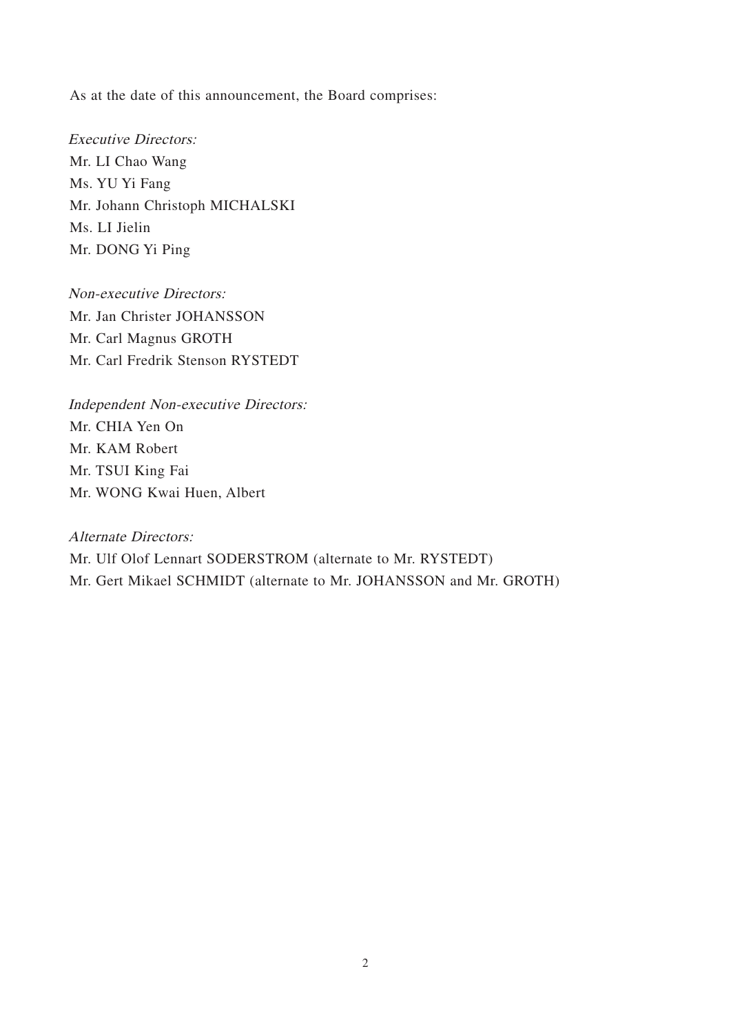As at the date of this announcement, the Board comprises:

*Executive Directors:*
Mr. LI Chao Wang
Ms. YU Yi Fang
Mr. Johann Christoph MICHALSKI
Ms. LI Jielin
Mr. DONG Yi Ping

*Non-executive Directors:*
Mr. Jan Christer JOHANSSON
Mr. Carl Magnus GROTH
Mr. Carl Fredrik Stenson RYSTEDT

*Independent Non-executive Directors:*
Mr. CHIA Yen On
Mr. KAM Robert
Mr. TSUI King Fai
Mr. WONG Kwai Huen, Albert

*Alternate Directors:*
Mr. Ulf Olof Lennart SODERSTROM (alternate to Mr. RYSTEDT)
Mr. Gert Mikael SCHMIDT (alternate to Mr. JOHANSSON and Mr. GROTH)